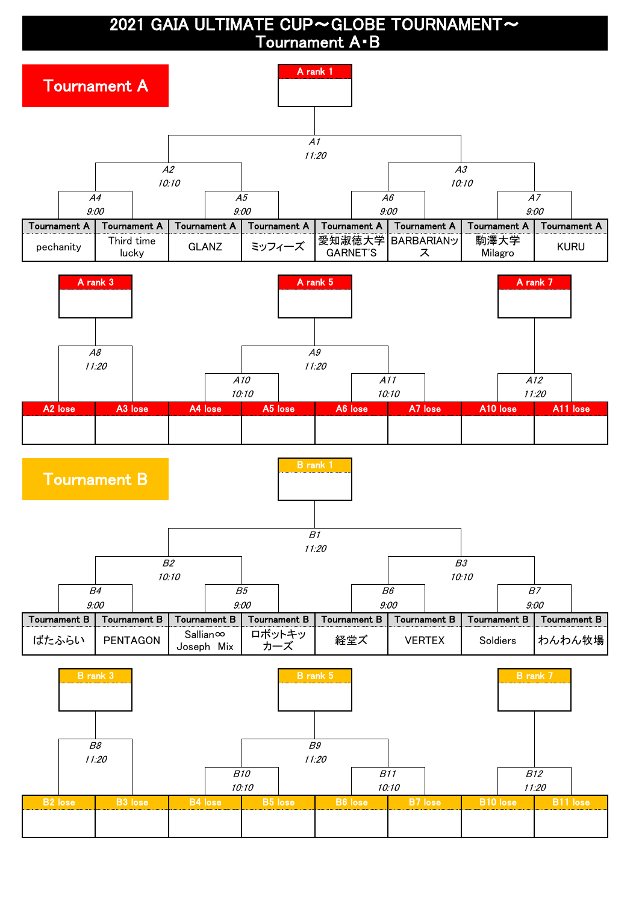# 2021 GAIA ULTIMATE CUP～GLOBE TOURNAMENT～
## Tournament A･B

## Tournament A

A rank 1

A1 11:20

A2 10:10 | A3 10:10

A4 9:00 | A5 9:00 | A6 9:00 | A7 9:00

| Tournament A | Tournament A | Tournament A | Tournament A | Tournament A | Tournament A | Tournament A | Tournament A |
|---|---|---|---|---|---|---|---|
| pechanity | Third time lucky | GLANZ | ミッフィーズ | 愛知淑徳大学 GARNET'S | BARBARIANッス | 駒澤大学 Milagro | KURU |

A rank 3 | A rank 5 | A rank 7

A8 11:20 | A9 11:20

A10 10:10 | A11 10:10 | A12 11:20

| A2 lose | A3 lose | A4 lose | A5 lose | A6 lose | A7 lose | A10 lose | A11 lose |
|---|---|---|---|---|---|---|---|
| | | | | | | | |

## Tournament B

B rank 1

B1 11:20

B2 10:10 | B3 10:10

B4 9:00 | B5 9:00 | B6 9:00 | B7 9:00

| Tournament B | Tournament B | Tournament B | Tournament B | Tournament B | Tournament B | Tournament B | Tournament B |
|---|---|---|---|---|---|---|---|
| ぱたふらい | PENTAGON | Sallian∞ Joseph Mix | ロボットキッカーズ | 経堂ズ | VERTEX | Soldiers | わんわん牧場 |

B rank 3 | B rank 5 | B rank 7

B8 11:20 | B9 11:20

B10 10:10 | B11 10:10 | B12 11:20

| B2 lose | B3 lose | B4 lose | B5 lose | B6 lose | B7 lose | B10 lose | B11 lose |
|---|---|---|---|---|---|---|---|
| | | | | | | | |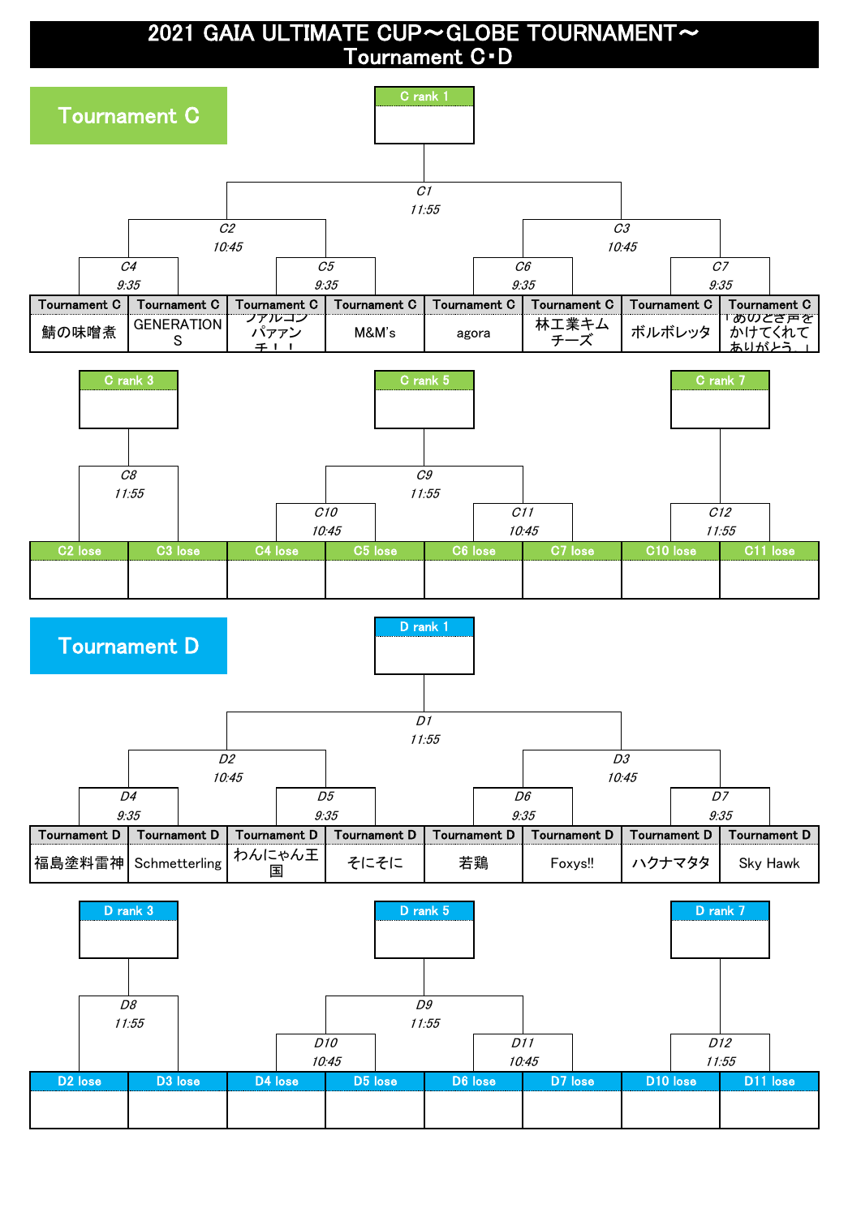# 2021 GAIA ULTIMATE CUP～GLOBE TOURNAMENT～

## Tournament C･D

## Tournament C

C rank 1

| Match | Time |
|---|---|
| C1 | 11:55 |
| C2 | 10:45 |
| C3 | 10:45 |
| C4 | 9:35 |
| C5 | 9:35 |
| C6 | 9:35 |
| C7 | 9:35 |

| Tournament C | Tournament C | Tournament C | Tournament C | Tournament C | Tournament C | Tournament C | Tournament C |
|---|---|---|---|---|---|---|---|
| 鯖の味噌煮 | GENERATIONS | ファルコンパァアンチ！！ | M&M's | agora | 林工業キムチーズ | ボルボレッタ | 「めのどき声をかけてくれてありがとう。」 |

C rank 3 / C rank 5 / C rank 7

| Match | Time |
|---|---|
| C8 | 11:55 |
| C9 | 11:55 |
| C10 | 10:45 |
| C11 | 10:45 |
| C12 | 11:55 |

| C2 lose | C3 lose | C4 lose | C5 lose | C6 lose | C7 lose | C10 lose | C11 lose |
|---|---|---|---|---|---|---|---|
| | | | | | | | |

## Tournament D

D rank 1

| Match | Time |
|---|---|
| D1 | 11:55 |
| D2 | 10:45 |
| D3 | 10:45 |
| D4 | 9:35 |
| D5 | 9:35 |
| D6 | 9:35 |
| D7 | 9:35 |

| Tournament D | Tournament D | Tournament D | Tournament D | Tournament D | Tournament D | Tournament D | Tournament D |
|---|---|---|---|---|---|---|---|
| 福島塗料雷神 | Schmetterling | わんにゃん王国 | そにそに | 若鶏 | Foxys!! | ハクナマタタ | Sky Hawk |

D rank 3 / D rank 5 / D rank 7

| Match | Time |
|---|---|
| D8 | 11:55 |
| D9 | 11:55 |
| D10 | 10:45 |
| D11 | 10:45 |
| D12 | 11:55 |

| D2 lose | D3 lose | D4 lose | D5 lose | D6 lose | D7 lose | D10 lose | D11 lose |
|---|---|---|---|---|---|---|---|
| | | | | | | | |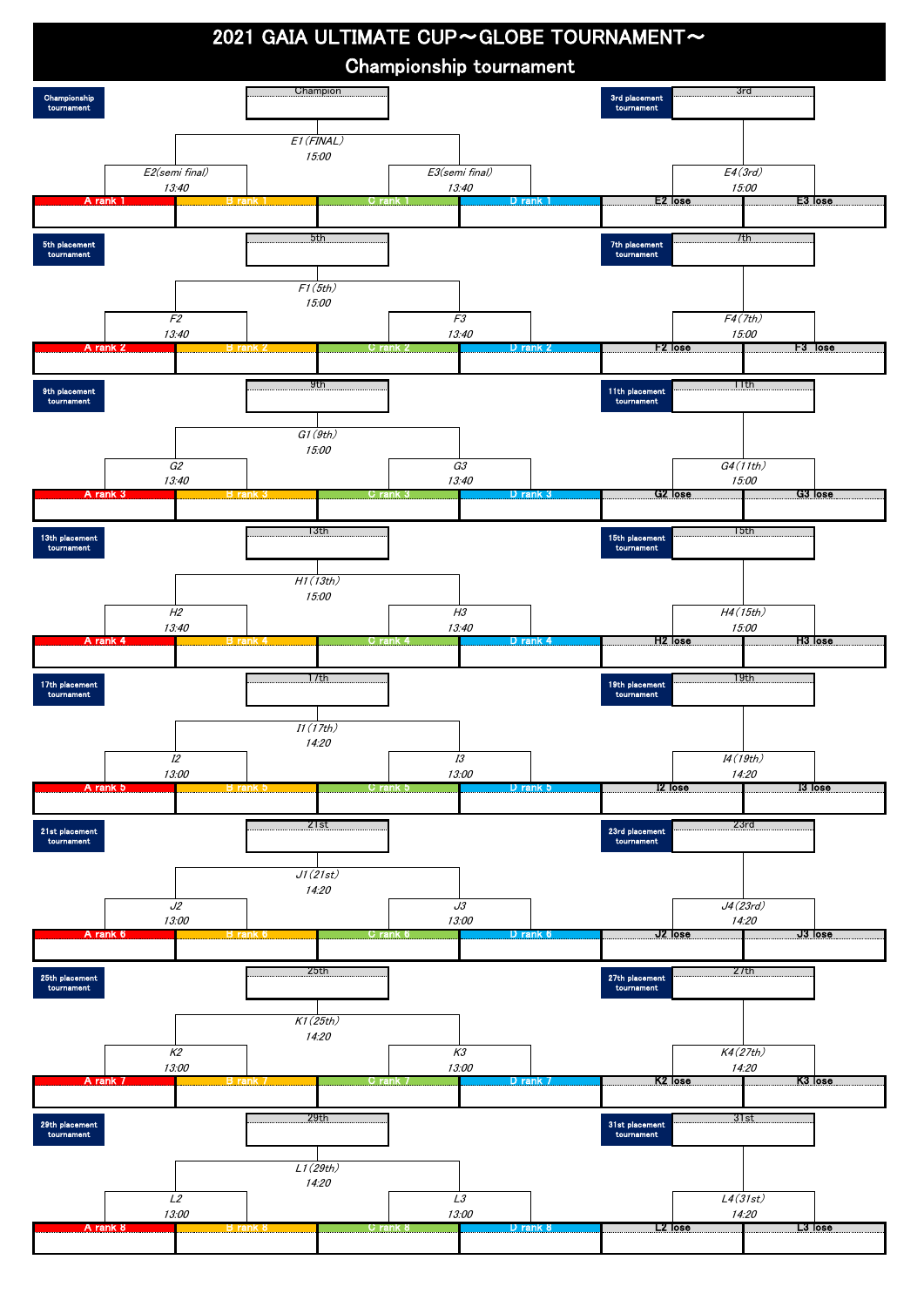# 2021 GAIA ULTIMATE CUP～GLOBE TOURNAMENT～

## Championship tournament

**Championship tournament**

Champion

E1(FINAL) 15:00

| E2(semi final) 13:40 | | E3(semi final) 13:40 | |
|---|---|---|---|
| A rank 1 | B rank 1 | C rank 1 | D rank 1 |

**3rd placement tournament**

3rd

E4(3rd) 15:00

| E2 lose | E3 lose |
|---|---|

**5th placement tournament**

5th

F1(5th) 15:00

| F2 13:40 | | F3 13:40 | |
|---|---|---|---|
| A rank 2 | B rank 2 | C rank 2 | D rank 2 |

**7th placement tournament**

7th

F4(7th) 15:00

| F2 lose | F3 lose |
|---|---|

**9th placement tournament**

9th

G1(9th) 15:00

| G2 13:40 | | G3 13:40 | |
|---|---|---|---|
| A rank 3 | B rank 3 | C rank 3 | D rank 3 |

**11th placement tournament**

11th

G4(11th) 15:00

| G2 lose | G3 lose |
|---|---|

**13th placement tournament**

13th

H1(13th) 15:00

| H2 13:40 | | H3 13:40 | |
|---|---|---|---|
| A rank 4 | B rank 4 | C rank 4 | D rank 4 |

**15th placement tournament**

15th

H4(15th) 15:00

| H2 lose | H3 lose |
|---|---|

**17th placement tournament**

17th

I1(17th) 14:20

| I2 13:00 | | I3 13:00 | |
|---|---|---|---|
| A rank 5 | B rank 5 | C rank 5 | D rank 5 |

**19th placement tournament**

19th

I4(19th) 14:20

| I2 lose | I3 lose |
|---|---|

**21st placement tournament**

21st

J1(21st) 14:20

| J2 13:00 | | J3 13:00 | |
|---|---|---|---|
| A rank 6 | B rank 6 | C rank 6 | D rank 6 |

**23rd placement tournament**

23rd

J4(23rd) 14:20

| J2 lose | J3 lose |
|---|---|

**25th placement tournament**

25th

K1(25th) 14:20

| K2 13:00 | | K3 13:00 | |
|---|---|---|---|
| A rank 7 | B rank 7 | C rank 7 | D rank 7 |

**27th placement tournament**

27th

K4(27th) 14:20

| K2 lose | K3 lose |
|---|---|

**29th placement tournament**

29th

L1(29th) 14:20

| L2 13:00 | | L3 13:00 | |
|---|---|---|---|
| A rank 8 | B rank 8 | C rank 8 | D rank 8 |

**31st placement tournament**

31st

L4(31st) 14:20

| L2 lose | L3 lose |
|---|---|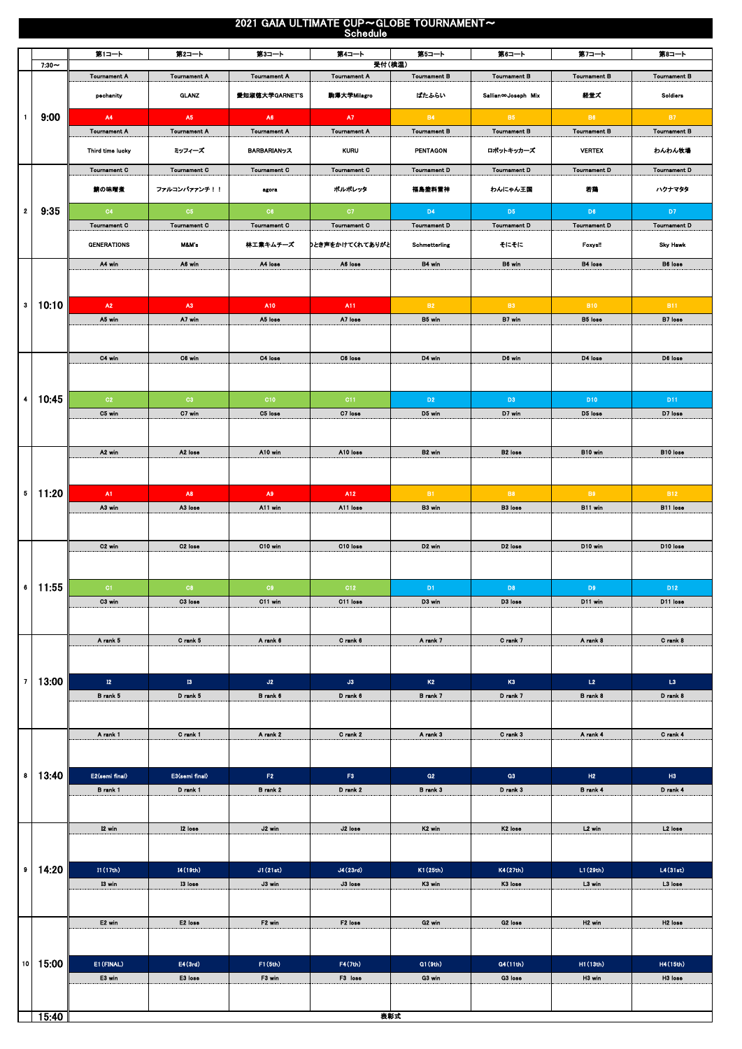# 2021 GAIA ULTIMATE CUP～GLOBE TOURNAMENT～
## Schedule

| | | 第1コート | 第2コート | 第3コート | 第4コート | 第5コート | 第6コート | 第7コート | 第8コート |
|---|---|---|---|---|---|---|---|---|---|
| | 7:30～ | 受付（検温） | | | | | | | |
| 1 | 9:00 | Tournament A<br>pechenity<br>A4<br>Tournament A<br>Third time lucky | Tournament A<br>GLANZ<br>A5<br>Tournament A<br>ミッフィーズ | Tournament A<br>愛知淑徳大学GARNET'S<br>A6<br>Tournament A<br>BARBARIANッス | Tournament A<br>駒澤大学Milagro<br>A7<br>Tournament A<br>KURU | Tournament B<br>ぱたふらい<br>B4<br>Tournament B<br>PENTAGON | Tournament B<br>Sallian∞Joseph Mix<br>B5<br>Tournament B<br>ロボットキッカーズ | Tournament B<br>軽業式<br>B6<br>Tournament B<br>VERTEX | Tournament B<br>Soldiers<br>B7<br>Tournament B<br>わんわん牧場 |
| 2 | 9:35 | Tournament C<br>鯖の味噌煮<br>C4<br>Tournament C<br>GENERATIONS | Tournament C<br>ファルコンパァアンチ！！<br>C5<br>Tournament C<br>M&M's | Tournament C<br>agora<br>C6<br>Tournament C<br>林工業キムチーズ | Tournament C<br>ポルポレッタ<br>C7<br>Tournament C<br>ひとき声をかけてくれてありがと | Tournament D<br>福島塗料雷神<br>D4<br>Tournament D<br>Schmetterling | Tournament D<br>わんにゃん王国<br>D5<br>Tournament D<br>そにそに | Tournament D<br>若鶏<br>D6<br>Tournament D<br>Foxys!! | Tournament D<br>ハクナマタタ<br>D7<br>Tournament D<br>Sky Hawk |
| 3 | 10:10 | A4 win<br>A2<br>A5 win | A6 win<br>A3<br>A7 win | A4 lose<br>A10<br>A5 lose | A6 lose<br>A11<br>A7 lose | B4 win<br>B2<br>B5 win | B6 win<br>B3<br>B7 win | B4 lose<br>B10<br>B5 lose | B6 lose<br>B11<br>B7 lose |
| 4 | 10:45 | C4 win<br>C2<br>C5 win | C6 win<br>C3<br>C7 win | C4 lose<br>C10<br>C5 lose | C6 lose<br>C11<br>C7 lose | D4 win<br>D2<br>D5 win | D6 win<br>D3<br>D7 win | D4 lose<br>D10<br>D5 lose | D6 lose<br>D11<br>D7 lose |
| 5 | 11:20 | A2 win<br>A1<br>A3 win | A2 lose<br>A8<br>A3 lose | A10 win<br>A9<br>A11 win | A10 lose<br>A12<br>A11 lose | B2 win<br>B1<br>B3 win | B2 lose<br>B8<br>B3 lose | B10 win<br>B9<br>B11 win | B10 lose<br>B12<br>B11 lose |
| 6 | 11:55 | C2 win<br>C1<br>C3 win | C2 lose<br>C8<br>C3 lose | C10 win<br>C9<br>C11 win | C10 lose<br>C12<br>C11 lose | D2 win<br>D1<br>D3 win | D2 lose<br>D8<br>D3 lose | D10 win<br>D9<br>D11 win | D10 lose<br>D12<br>D11 lose |
| 7 | 13:00 | A rank 5<br>I2<br>B rank 5 | C rank 5<br>I3<br>D rank 5 | A rank 6<br>J2<br>B rank 6 | C rank 6<br>J3<br>D rank 6 | A rank 7<br>K2<br>B rank 7 | C rank 7<br>K3<br>D rank 7 | A rank 8<br>L2<br>B rank 8 | C rank 8<br>L3<br>D rank 8 |
| 8 | 13:40 | A rank 1<br>E2(semi final)<br>B rank 1 | C rank 1<br>E3(semi final)<br>D rank 1 | A rank 2<br>F2<br>B rank 2 | C rank 2<br>F3<br>D rank 2 | A rank 3<br>G2<br>B rank 3 | C rank 3<br>G3<br>D rank 3 | A rank 4<br>H2<br>B rank 4 | C rank 4<br>H3<br>D rank 4 |
| 9 | 14:20 | I2 win<br>I1(17th)<br>I3 win | I2 lose<br>I4(19th)<br>I3 lose | J2 win<br>J1(21st)<br>J3 win | J2 lose<br>J4(23rd)<br>J3 lose | K2 win<br>K1(25th)<br>K3 win | K2 lose<br>K4(27th)<br>K3 lose | L2 win<br>L1(29th)<br>L3 win | L2 lose<br>L4(31st)<br>L3 lose |
| 10 | 15:00 | E2 win<br>E1(FINAL)<br>E3 win | E2 lose<br>E4(3rd)<br>E3 lose | F2 win<br>F1(5th)<br>F3 win | F2 lose<br>F4(7th)<br>F3 lose | G2 win<br>G1(9th)<br>G3 win | G2 lose<br>G4(11th)<br>G3 lose | H2 win<br>H1(13th)<br>H3 win | H2 lose<br>H4(15th)<br>H3 lose |
| | 15:40 | 表彰式 | | | | | | | |